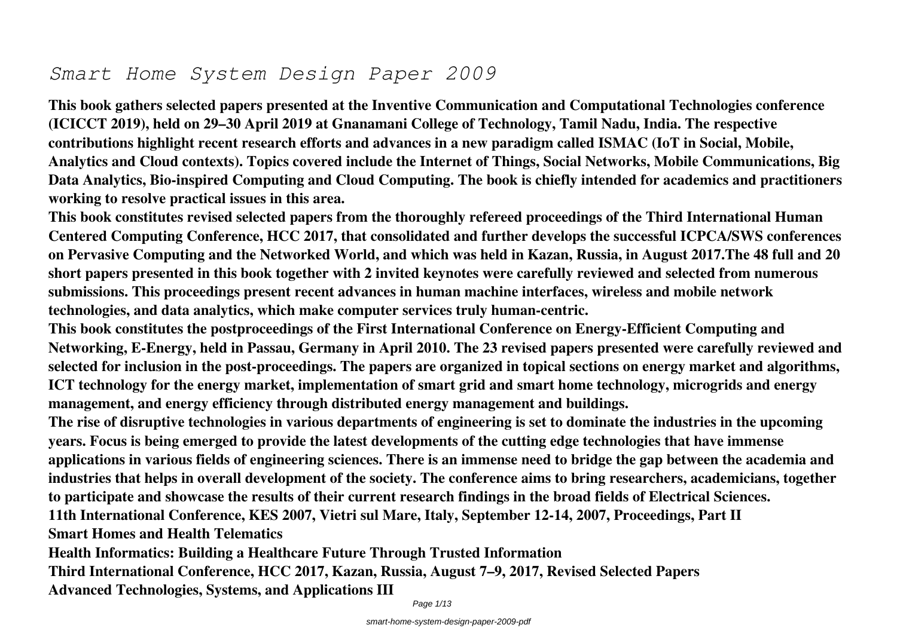# *Smart Home System Design Paper 2009*

**This book gathers selected papers presented at the Inventive Communication and Computational Technologies conference (ICICCT 2019), held on 29–30 April 2019 at Gnanamani College of Technology, Tamil Nadu, India. The respective contributions highlight recent research efforts and advances in a new paradigm called ISMAC (IoT in Social, Mobile, Analytics and Cloud contexts). Topics covered include the Internet of Things, Social Networks, Mobile Communications, Big Data Analytics, Bio-inspired Computing and Cloud Computing. The book is chiefly intended for academics and practitioners working to resolve practical issues in this area.**

**This book constitutes revised selected papers from the thoroughly refereed proceedings of the Third International Human Centered Computing Conference, HCC 2017, that consolidated and further develops the successful ICPCA/SWS conferences on Pervasive Computing and the Networked World, and which was held in Kazan, Russia, in August 2017.The 48 full and 20 short papers presented in this book together with 2 invited keynotes were carefully reviewed and selected from numerous submissions. This proceedings present recent advances in human machine interfaces, wireless and mobile network technologies, and data analytics, which make computer services truly human-centric.**

**This book constitutes the postproceedings of the First International Conference on Energy-Efficient Computing and Networking, E-Energy, held in Passau, Germany in April 2010. The 23 revised papers presented were carefully reviewed and selected for inclusion in the post-proceedings. The papers are organized in topical sections on energy market and algorithms, ICT technology for the energy market, implementation of smart grid and smart home technology, microgrids and energy management, and energy efficiency through distributed energy management and buildings.**

**The rise of disruptive technologies in various departments of engineering is set to dominate the industries in the upcoming years. Focus is being emerged to provide the latest developments of the cutting edge technologies that have immense applications in various fields of engineering sciences. There is an immense need to bridge the gap between the academia and industries that helps in overall development of the society. The conference aims to bring researchers, academicians, together to participate and showcase the results of their current research findings in the broad fields of Electrical Sciences.**

**11th International Conference, KES 2007, Vietri sul Mare, Italy, September 12-14, 2007, Proceedings, Part II**

**Smart Homes and Health Telematics**

**Health Informatics: Building a Healthcare Future Through Trusted Information**

**Third International Conference, HCC 2017, Kazan, Russia, August 7–9, 2017, Revised Selected Papers**

**Advanced Technologies, Systems, and Applications III**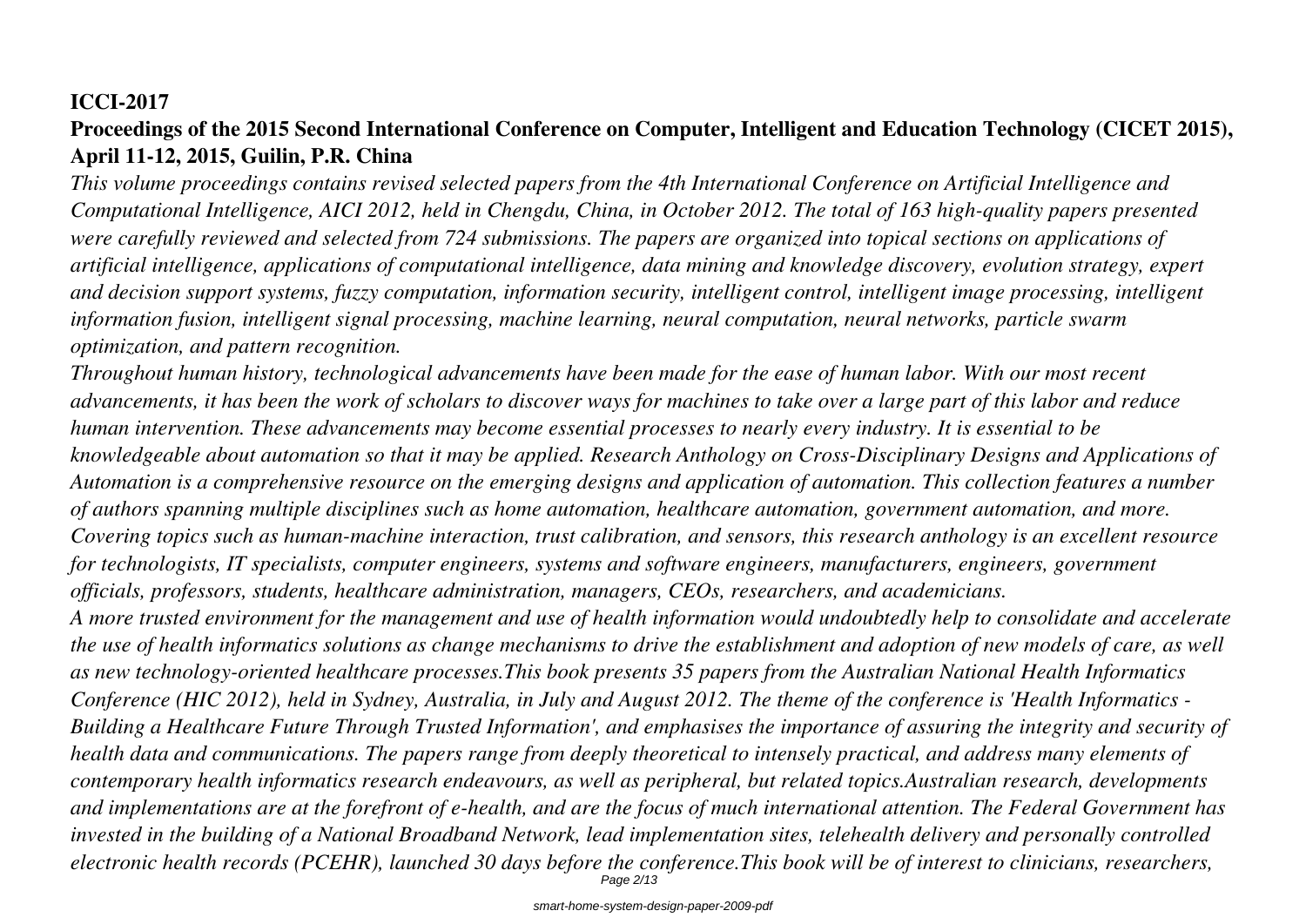**ICCI-2017**

**Proceedings of the 2015 Second International Conference on Computer, Intelligent and Education Technology (CICET 2015), April 11-12, 2015, Guilin, P.R. China**

*This volume proceedings contains revised selected papers from the 4th International Conference on Artificial Intelligence and Computational Intelligence, AICI 2012, held in Chengdu, China, in October 2012. The total of 163 high-quality papers presented were carefully reviewed and selected from 724 submissions. The papers are organized into topical sections on applications of artificial intelligence, applications of computational intelligence, data mining and knowledge discovery, evolution strategy, expert and decision support systems, fuzzy computation, information security, intelligent control, intelligent image processing, intelligent information fusion, intelligent signal processing, machine learning, neural computation, neural networks, particle swarm optimization, and pattern recognition.*

*Throughout human history, technological advancements have been made for the ease of human labor. With our most recent advancements, it has been the work of scholars to discover ways for machines to take over a large part of this labor and reduce human intervention. These advancements may become essential processes to nearly every industry. It is essential to be knowledgeable about automation so that it may be applied. Research Anthology on Cross-Disciplinary Designs and Applications of Automation is a comprehensive resource on the emerging designs and application of automation. This collection features a number of authors spanning multiple disciplines such as home automation, healthcare automation, government automation, and more. Covering topics such as human-machine interaction, trust calibration, and sensors, this research anthology is an excellent resource for technologists, IT specialists, computer engineers, systems and software engineers, manufacturers, engineers, government officials, professors, students, healthcare administration, managers, CEOs, researchers, and academicians.*

*A more trusted environment for the management and use of health information would undoubtedly help to consolidate and accelerate the use of health informatics solutions as change mechanisms to drive the establishment and adoption of new models of care, as well as new technology-oriented healthcare processes.This book presents 35 papers from the Australian National Health Informatics Conference (HIC 2012), held in Sydney, Australia, in July and August 2012. The theme of the conference is 'Health Informatics - Building a Healthcare Future Through Trusted Information', and emphasises the importance of assuring the integrity and security of health data and communications. The papers range from deeply theoretical to intensely practical, and address many elements of contemporary health informatics research endeavours, as well as peripheral, but related topics.Australian research, developments and implementations are at the forefront of e-health, and are the focus of much international attention. The Federal Government has invested in the building of a National Broadband Network, lead implementation sites, telehealth delivery and personally controlled electronic health records (PCEHR), launched 30 days before the conference.This book will be of interest to clinicians, researchers,*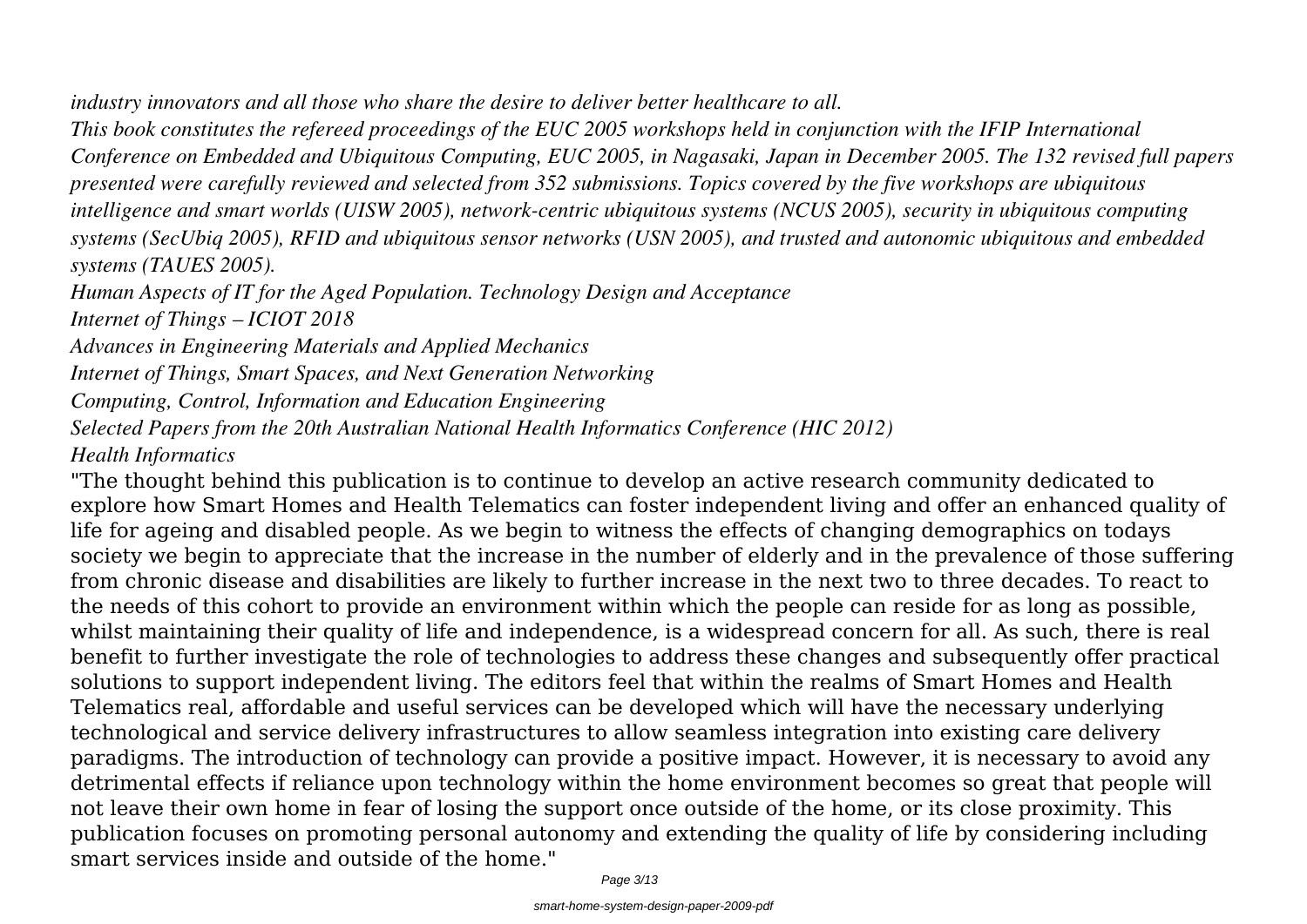*industry innovators and all those who share the desire to deliver better healthcare to all.*

*This book constitutes the refereed proceedings of the EUC 2005 workshops held in conjunction with the IFIP International Conference on Embedded and Ubiquitous Computing, EUC 2005, in Nagasaki, Japan in December 2005. The 132 revised full papers presented were carefully reviewed and selected from 352 submissions. Topics covered by the five workshops are ubiquitous intelligence and smart worlds (UISW 2005), network-centric ubiquitous systems (NCUS 2005), security in ubiquitous computing systems (SecUbiq 2005), RFID and ubiquitous sensor networks (USN 2005), and trusted and autonomic ubiquitous and embedded systems (TAUES 2005).*

*Human Aspects of IT for the Aged Population. Technology Design and Acceptance*

*Internet of Things – ICIOT 2018*

*Advances in Engineering Materials and Applied Mechanics*

*Internet of Things, Smart Spaces, and Next Generation Networking*

*Computing, Control, Information and Education Engineering*

*Selected Papers from the 20th Australian National Health Informatics Conference (HIC 2012)*

*Health Informatics*

"The thought behind this publication is to continue to develop an active research community dedicated to explore how Smart Homes and Health Telematics can foster independent living and offer an enhanced quality of life for ageing and disabled people. As we begin to witness the effects of changing demographics on todays society we begin to appreciate that the increase in the number of elderly and in the prevalence of those suffering from chronic disease and disabilities are likely to further increase in the next two to three decades. To react to the needs of this cohort to provide an environment within which the people can reside for as long as possible, whilst maintaining their quality of life and independence, is a widespread concern for all. As such, there is real benefit to further investigate the role of technologies to address these changes and subsequently offer practical solutions to support independent living. The editors feel that within the realms of Smart Homes and Health Telematics real, affordable and useful services can be developed which will have the necessary underlying technological and service delivery infrastructures to allow seamless integration into existing care delivery paradigms. The introduction of technology can provide a positive impact. However, it is necessary to avoid any detrimental effects if reliance upon technology within the home environment becomes so great that people will not leave their own home in fear of losing the support once outside of the home, or its close proximity. This publication focuses on promoting personal autonomy and extending the quality of life by considering including smart services inside and outside of the home."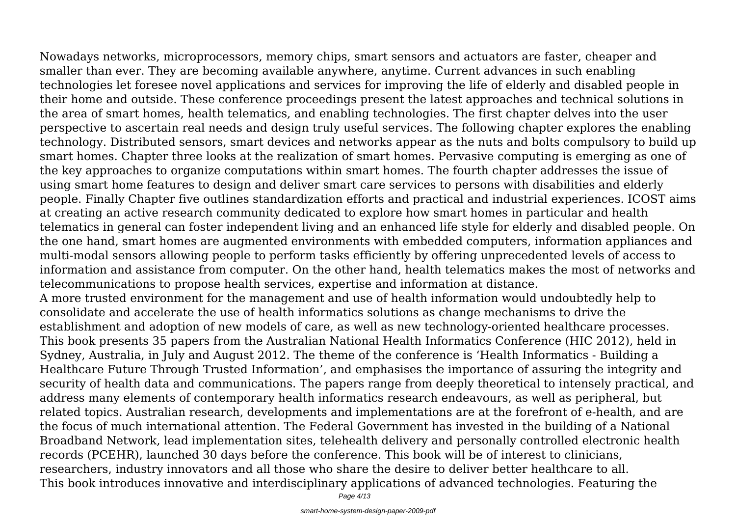Nowadays networks, microprocessors, memory chips, smart sensors and actuators are faster, cheaper and smaller than ever. They are becoming available anywhere, anytime. Current advances in such enabling technologies let foresee novel applications and services for improving the life of elderly and disabled people in their home and outside. These conference proceedings present the latest approaches and technical solutions in the area of smart homes, health telematics, and enabling technologies. The first chapter delves into the user perspective to ascertain real needs and design truly useful services. The following chapter explores the enabling technology. Distributed sensors, smart devices and networks appear as the nuts and bolts compulsory to build up smart homes. Chapter three looks at the realization of smart homes. Pervasive computing is emerging as one of the key approaches to organize computations within smart homes. The fourth chapter addresses the issue of using smart home features to design and deliver smart care services to persons with disabilities and elderly people. Finally Chapter five outlines standardization efforts and practical and industrial experiences. ICOST aims at creating an active research community dedicated to explore how smart homes in particular and health telematics in general can foster independent living and an enhanced life style for elderly and disabled people. On the one hand, smart homes are augmented environments with embedded computers, information appliances and multi-modal sensors allowing people to perform tasks efficiently by offering unprecedented levels of access to information and assistance from computer. On the other hand, health telematics makes the most of networks and telecommunications to propose health services, expertise and information at distance.

A more trusted environment for the management and use of health information would undoubtedly help to consolidate and accelerate the use of health informatics solutions as change mechanisms to drive the establishment and adoption of new models of care, as well as new technology-oriented healthcare processes. This book presents 35 papers from the Australian National Health Informatics Conference (HIC 2012), held in Sydney, Australia, in July and August 2012. The theme of the conference is 'Health Informatics - Building a Healthcare Future Through Trusted Information', and emphasises the importance of assuring the integrity and security of health data and communications. The papers range from deeply theoretical to intensely practical, and address many elements of contemporary health informatics research endeavours, as well as peripheral, but related topics. Australian research, developments and implementations are at the forefront of e-health, and are the focus of much international attention. The Federal Government has invested in the building of a National Broadband Network, lead implementation sites, telehealth delivery and personally controlled electronic health records (PCEHR), launched 30 days before the conference. This book will be of interest to clinicians, researchers, industry innovators and all those who share the desire to deliver better healthcare to all.

This book introduces innovative and interdisciplinary applications of advanced technologies. Featuring the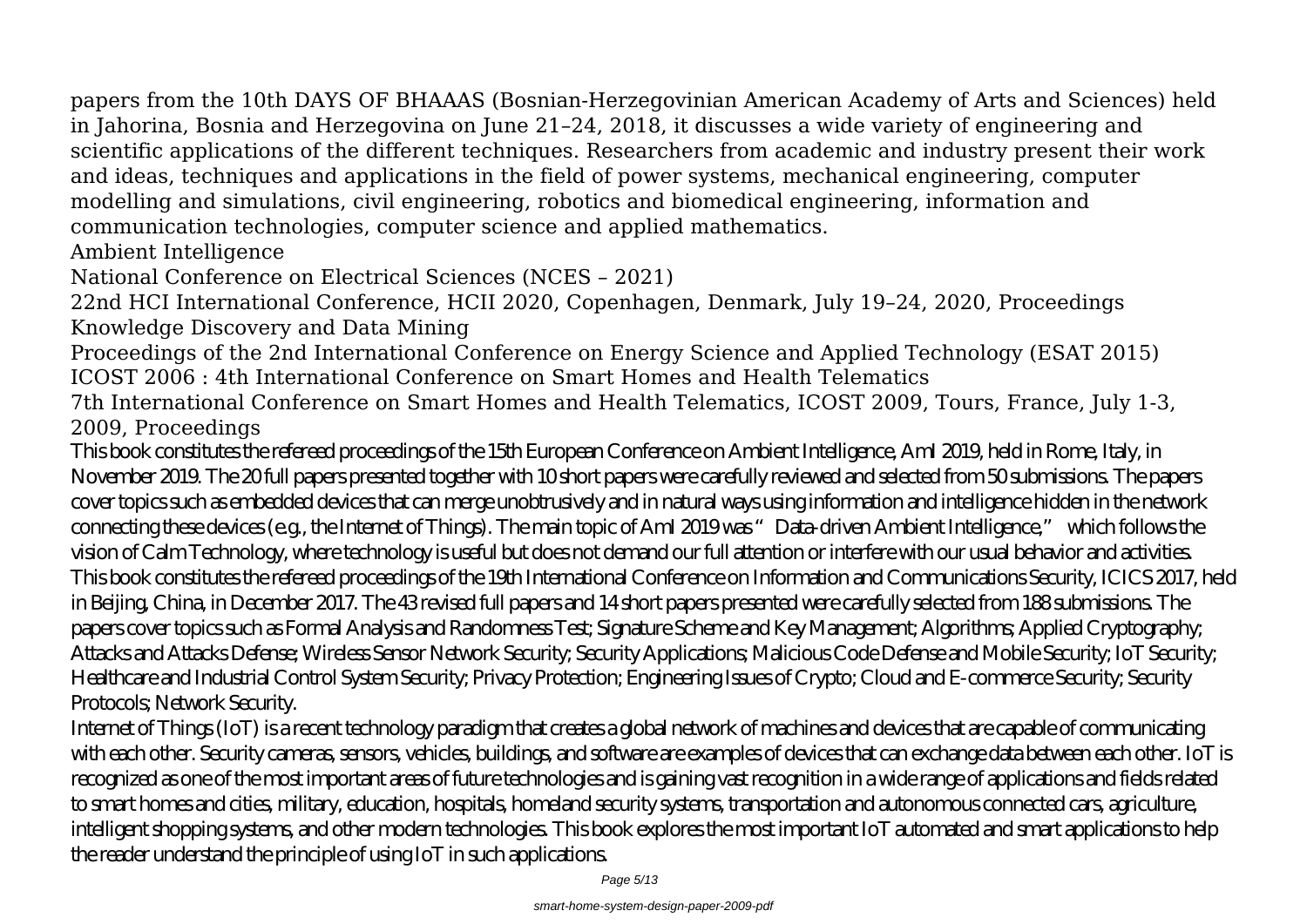papers from the 10th DAYS OF BHAAAS (Bosnian-Herzegovinian American Academy of Arts and Sciences) held in Jahorina, Bosnia and Herzegovina on June 21–24, 2018, it discusses a wide variety of engineering and scientific applications of the different techniques. Researchers from academic and industry present their work and ideas, techniques and applications in the field of power systems, mechanical engineering, computer modelling and simulations, civil engineering, robotics and biomedical engineering, information and communication technologies, computer science and applied mathematics.

Ambient Intelligence

National Conference on Electrical Sciences (NCES – 2021)

22nd HCI International Conference, HCII 2020, Copenhagen, Denmark, July 19–24, 2020, Proceedings

Knowledge Discovery and Data Mining

Proceedings of the 2nd International Conference on Energy Science and Applied Technology (ESAT 2015)

ICOST 2006 : 4th International Conference on Smart Homes and Health Telematics

7th International Conference on Smart Homes and Health Telematics, ICOST 2009, Tours, France, July 1-3, 2009, Proceedings

This book constitutes the refereed proceedings of the 15th European Conference on Ambient Intelligence, AmI 2019, held in Rome, Italy, in November 2019. The 20 full papers presented together with 10 short papers were carefully reviewed and selected from 50 submissions. The papers cover topics such as embedded devices that can merge unobtrusively and in natural ways using information and intelligence hidden in the network connecting these devices (e.g., the Internet of Things). The main topic of AmI 2019 was "Data-driven Ambient Intelligence," which follows the vision of Calm Technology, where technology is useful but does not demand our full attention or interfere with our usual behavior and activities.

This book constitutes the refereed proceedings of the 19th International Conference on Information and Communications Security, ICICS 2017, held in Beijing, China, in December 2017. The 43 revised full papers and 14 short papers presented were carefully selected from 188 submissions. The papers cover topics such as Formal Analysis and Randomness Test; Signature Scheme and Key Management; Algorithms; Applied Cryptography; Attacks and Attacks Defense; Wireless Sensor Network Security; Security Applications; Malicious Code Defense and Mobile Security; IoT Security; Healthcare and Industrial Control System Security; Privacy Protection; Engineering Issues of Crypto; Cloud and E-commerce Security; Security Protocols; Network Security.

Internet of Things (IoT) is a recent technology paradigm that creates a global network of machines and devices that are capable of communicating with each other. Security cameras, sensors, vehicles, buildings, and software are examples of devices that can exchange data between each other. IoT is recognized as one of the most important areas of future technologies and is gaining vast recognition in a wide range of applications and fields related to smart homes and cities, military, education, hospitals, homeland security systems, transportation and autonomous connected cars, agriculture, intelligent shopping systems, and other modern technologies. This book explores the most important IoT automated and smart applications to help the reader understand the principle of using IoT in such applications.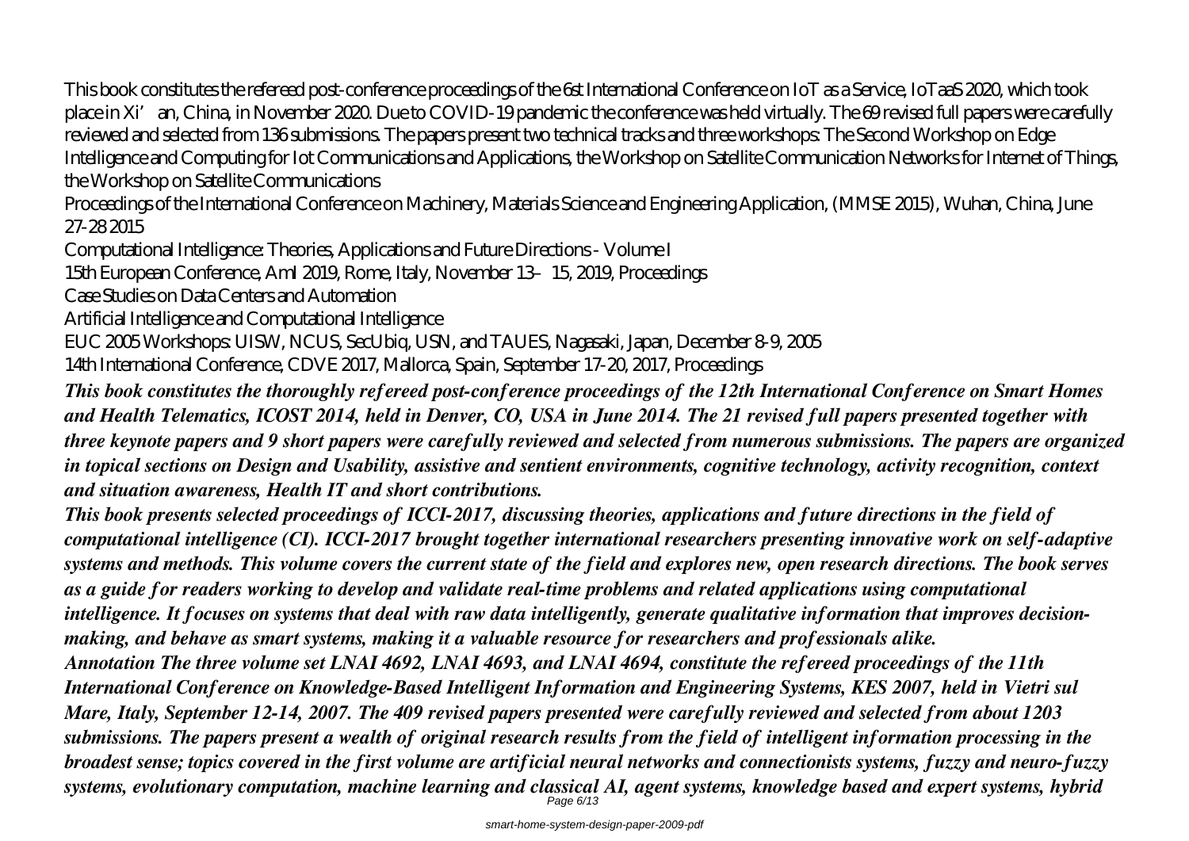This book constitutes the refereed post-conference proceedings of the 6st International Conference on IoT as a Service, IoTaaS 2020, which took place in Xi'an, China, in November 2020. Due to COVID-19 pandemic the conference was held virtually. The 69 revised full papers were carefully reviewed and selected from 136 submissions. The papers present two technical tracks and three workshops: The Second Workshop on Edge Intelligence and Computing for Iot Communications and Applications, the Workshop on Satellite Communication Networks for Internet of Things, the Workshop on Satellite Communications

Proceedings of the International Conference on Machinery, Materials Science and Engineering Application, (MMSE 2015), Wuhan, China, June 27-28 2015

Computational Intelligence: Theories, Applications and Future Directions - Volume I

15th European Conference, AmI 2019, Rome, Italy, November 13–15, 2019, Proceedings

Case Studies on Data Centers and Automation

Artificial Intelligence and Computational Intelligence

EUC 2005 Workshops: UISW, NCUS, SecUbiq, USN, and TAUES, Nagasaki, Japan, December 8-9, 2005

14th International Conference, CDVE 2017, Mallorca, Spain, September 17-20, 2017, Proceedings

***This book constitutes the thoroughly refereed post-conference proceedings of the 12th International Conference on Smart Homes and Health Telematics, ICOST 2014, held in Denver, CO, USA in June 2014. The 21 revised full papers presented together with three keynote papers and 9 short papers were carefully reviewed and selected from numerous submissions. The papers are organized in topical sections on Design and Usability, assistive and sentient environments, cognitive technology, activity recognition, context and situation awareness, Health IT and short contributions.***

***This book presents selected proceedings of ICCI-2017, discussing theories, applications and future directions in the field of computational intelligence (CI). ICCI-2017 brought together international researchers presenting innovative work on self-adaptive systems and methods. This volume covers the current state of the field and explores new, open research directions. The book serves as a guide for readers working to develop and validate real-time problems and related applications using computational intelligence. It focuses on systems that deal with raw data intelligently, generate qualitative information that improves decision-making, and behave as smart systems, making it a valuable resource for researchers and professionals alike.***

***Annotation The three volume set LNAI 4692, LNAI 4693, and LNAI 4694, constitute the refereed proceedings of the 11th International Conference on Knowledge-Based Intelligent Information and Engineering Systems, KES 2007, held in Vietri sul Mare, Italy, September 12-14, 2007. The 409 revised papers presented were carefully reviewed and selected from about 1203 submissions. The papers present a wealth of original research results from the field of intelligent information processing in the broadest sense; topics covered in the first volume are artificial neural networks and connectionists systems, fuzzy and neuro-fuzzy systems, evolutionary computation, machine learning and classical AI, agent systems, knowledge based and expert systems, hybrid***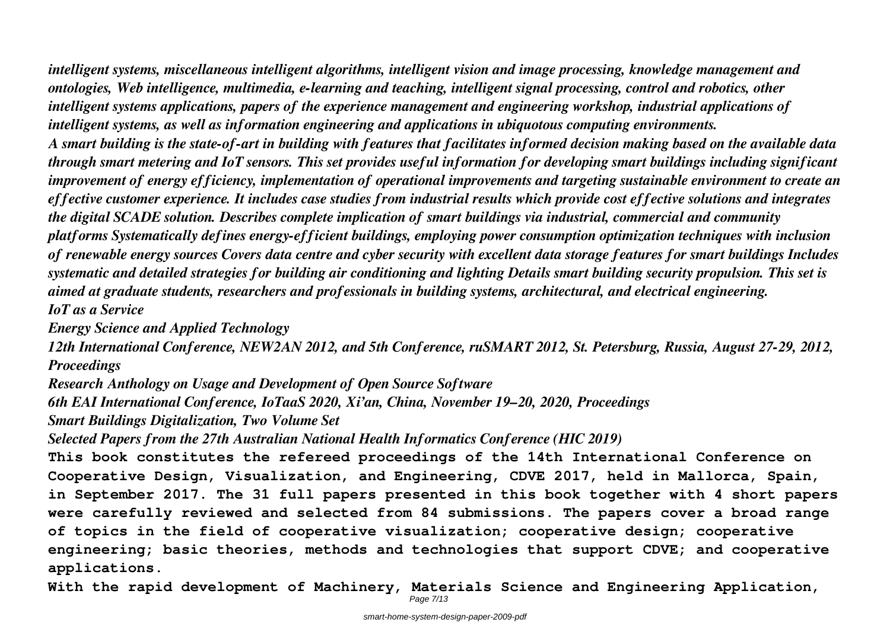*intelligent systems, miscellaneous intelligent algorithms, intelligent vision and image processing, knowledge management and ontologies, Web intelligence, multimedia, e-learning and teaching, intelligent signal processing, control and robotics, other intelligent systems applications, papers of the experience management and engineering workshop, industrial applications of intelligent systems, as well as information engineering and applications in ubiquotous computing environments.*

*A smart building is the state-of-art in building with features that facilitates informed decision making based on the available data through smart metering and IoT sensors. This set provides useful information for developing smart buildings including significant improvement of energy efficiency, implementation of operational improvements and targeting sustainable environment to create an effective customer experience. It includes case studies from industrial results which provide cost effective solutions and integrates the digital SCADE solution. Describes complete implication of smart buildings via industrial, commercial and community platforms Systematically defines energy-efficient buildings, employing power consumption optimization techniques with inclusion of renewable energy sources Covers data centre and cyber security with excellent data storage features for smart buildings Includes systematic and detailed strategies for building air conditioning and lighting Details smart building security propulsion. This set is aimed at graduate students, researchers and professionals in building systems, architectural, and electrical engineering.*

*IoT as a Service*

*Energy Science and Applied Technology*

*12th International Conference, NEW2AN 2012, and 5th Conference, ruSMART 2012, St. Petersburg, Russia, August 27-29, 2012, Proceedings*

*Research Anthology on Usage and Development of Open Source Software*

*6th EAI International Conference, IoTaaS 2020, Xi'an, China, November 19–20, 2020, Proceedings*

*Smart Buildings Digitalization, Two Volume Set*

*Selected Papers from the 27th Australian National Health Informatics Conference (HIC 2019)*

**This book constitutes the refereed proceedings of the 14th International Conference on Cooperative Design, Visualization, and Engineering, CDVE 2017, held in Mallorca, Spain, in September 2017. The 31 full papers presented in this book together with 4 short papers were carefully reviewed and selected from 84 submissions. The papers cover a broad range of topics in the field of cooperative visualization; cooperative design; cooperative engineering; basic theories, methods and technologies that support CDVE; and cooperative applications.**

**With the rapid development of Machinery, Materials Science and Engineering Application,**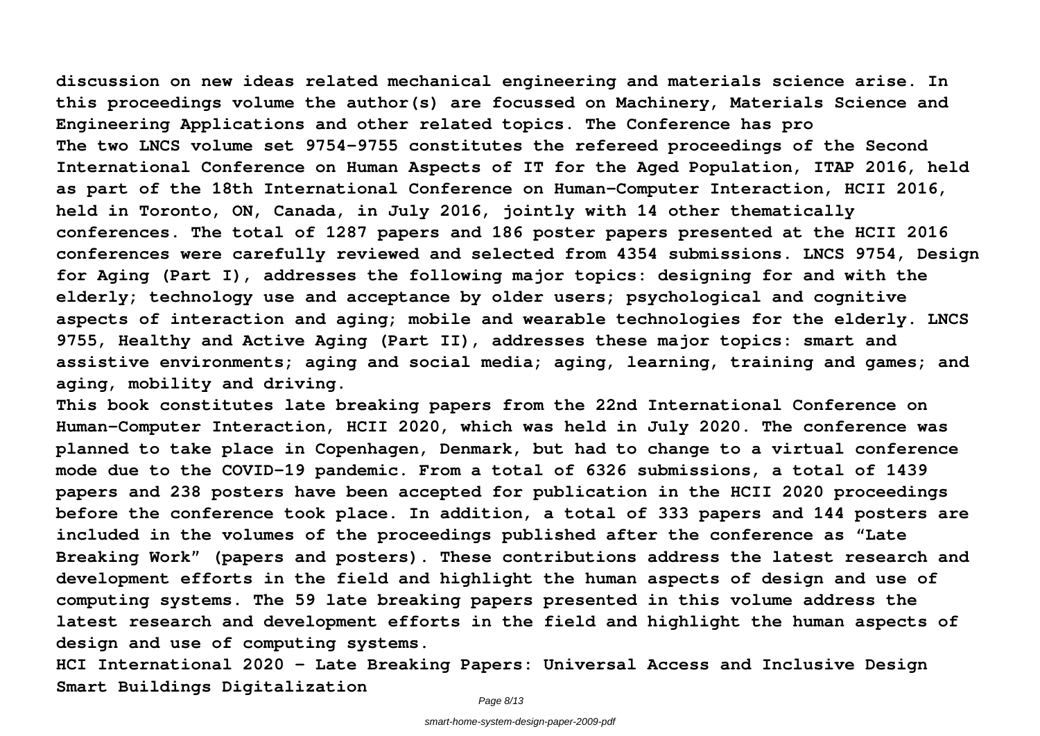discussion on new ideas related mechanical engineering and materials science arise. In this proceedings volume the author(s) are focussed on Machinery, Materials Science and Engineering Applications and other related topics. The Conference has pro

The two LNCS volume set 9754-9755 constitutes the refereed proceedings of the Second International Conference on Human Aspects of IT for the Aged Population, ITAP 2016, held as part of the 18th International Conference on Human-Computer Interaction, HCII 2016, held in Toronto, ON, Canada, in July 2016, jointly with 14 other thematically conferences. The total of 1287 papers and 186 poster papers presented at the HCII 2016 conferences were carefully reviewed and selected from 4354 submissions. LNCS 9754, Design for Aging (Part I), addresses the following major topics: designing for and with the elderly; technology use and acceptance by older users; psychological and cognitive aspects of interaction and aging; mobile and wearable technologies for the elderly. LNCS 9755, Healthy and Active Aging (Part II), addresses these major topics: smart and assistive environments; aging and social media; aging, learning, training and games; and aging, mobility and driving.

This book constitutes late breaking papers from the 22nd International Conference on Human-Computer Interaction, HCII 2020, which was held in July 2020. The conference was planned to take place in Copenhagen, Denmark, but had to change to a virtual conference mode due to the COVID-19 pandemic. From a total of 6326 submissions, a total of 1439 papers and 238 posters have been accepted for publication in the HCII 2020 proceedings before the conference took place. In addition, a total of 333 papers and 144 posters are included in the volumes of the proceedings published after the conference as "Late Breaking Work" (papers and posters). These contributions address the latest research and development efforts in the field and highlight the human aspects of design and use of computing systems. The 59 late breaking papers presented in this volume address the latest research and development efforts in the field and highlight the human aspects of design and use of computing systems.

**HCI International 2020 - Late Breaking Papers: Universal Access and Inclusive Design**

**Smart Buildings Digitalization**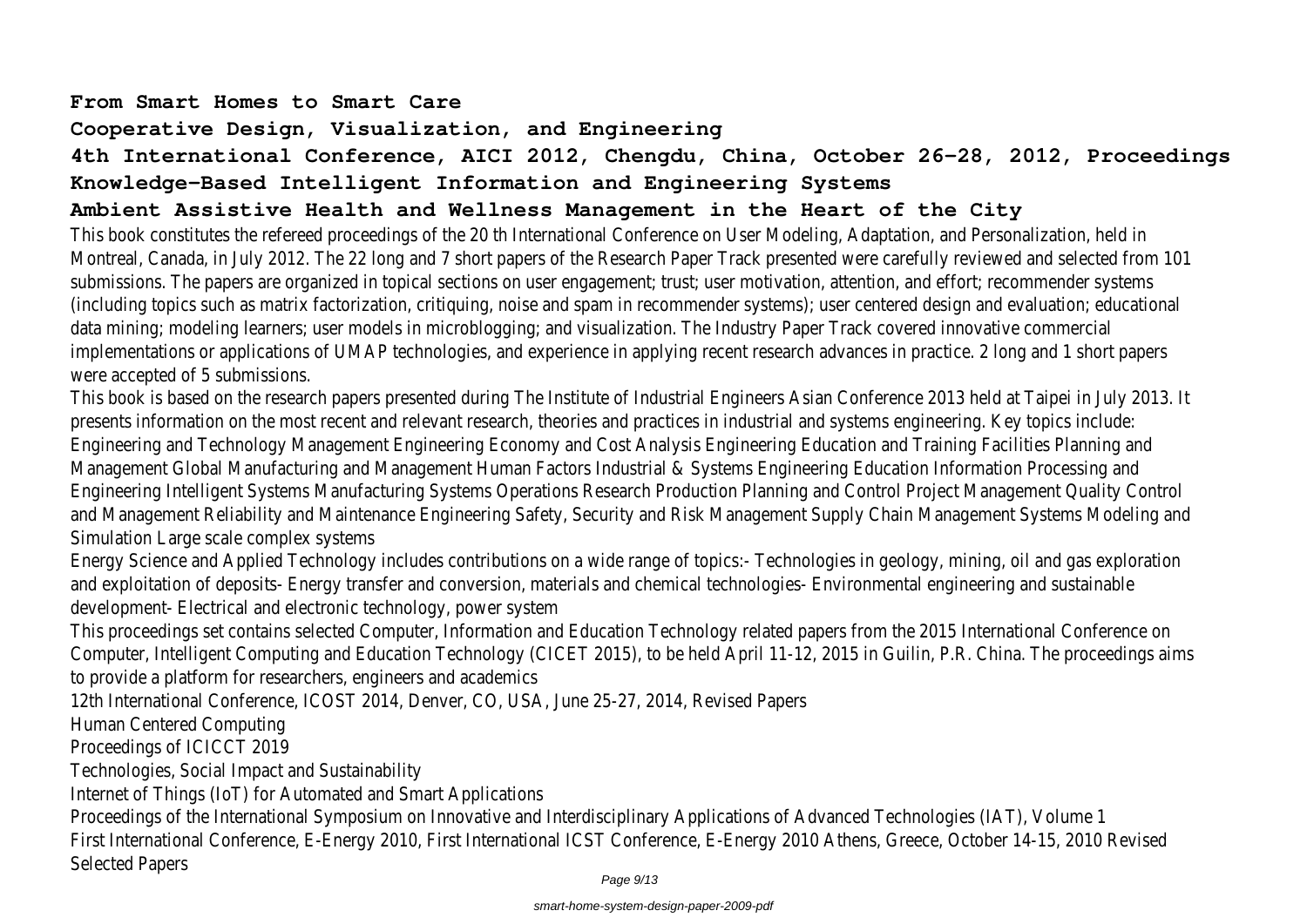**From Smart Homes to Smart Care**

**Cooperative Design, Visualization, and Engineering**

**4th International Conference, AICI 2012, Chengdu, China, October 26-28, 2012, Proceedings**

**Knowledge-Based Intelligent Information and Engineering Systems**

**Ambient Assistive Health and Wellness Management in the Heart of the City**

This book constitutes the refereed proceedings of the 20 th International Conference on User Modeling, Adaptation, and Personalization, held in Montreal, Canada, in July 2012. The 22 long and 7 short papers of the Research Paper Track presented were carefully reviewed and selected from 101 submissions. The papers are organized in topical sections on user engagement; trust; user motivation, attention, and effort; recommender systems (including topics such as matrix factorization, critiquing, noise and spam in recommender systems); user centered design and evaluation; educational data mining; modeling learners; user models in microblogging; and visualization. The Industry Paper Track covered innovative commercial implementations or applications of UMAP technologies, and experience in applying recent research advances in practice. 2 long and 1 short papers were accepted of 5 submissions.

This book is based on the research papers presented during The Institute of Industrial Engineers Asian Conference 2013 held at Taipei in July 2013. It presents information on the most recent and relevant research, theories and practices in industrial and systems engineering. Key topics include: Engineering and Technology Management Engineering Economy and Cost Analysis Engineering Education and Training Facilities Planning and Management Global Manufacturing and Management Human Factors Industrial & Systems Engineering Education Information Processing and Engineering Intelligent Systems Manufacturing Systems Operations Research Production Planning and Control Project Management Quality Control and Management Reliability and Maintenance Engineering Safety, Security and Risk Management Supply Chain Management Systems Modeling and Simulation Large scale complex systems

Energy Science and Applied Technology includes contributions on a wide range of topics:- Technologies in geology, mining, oil and gas exploration and exploitation of deposits- Energy transfer and conversion, materials and chemical technologies- Environmental engineering and sustainable development- Electrical and electronic technology, power system

This proceedings set contains selected Computer, Information and Education Technology related papers from the 2015 International Conference on Computer, Intelligent Computing and Education Technology (CICET 2015), to be held April 11-12, 2015 in Guilin, P.R. China. The proceedings aims to provide a platform for researchers, engineers and academics

12th International Conference, ICOST 2014, Denver, CO, USA, June 25-27, 2014, Revised Papers

Human Centered Computing

Proceedings of ICICCT 2019

Technologies, Social Impact and Sustainability

Internet of Things (IoT) for Automated and Smart Applications

Proceedings of the International Symposium on Innovative and Interdisciplinary Applications of Advanced Technologies (IAT), Volume 1

First International Conference, E-Energy 2010, First International ICST Conference, E-Energy 2010 Athens, Greece, October 14-15, 2010 Revised Selected Papers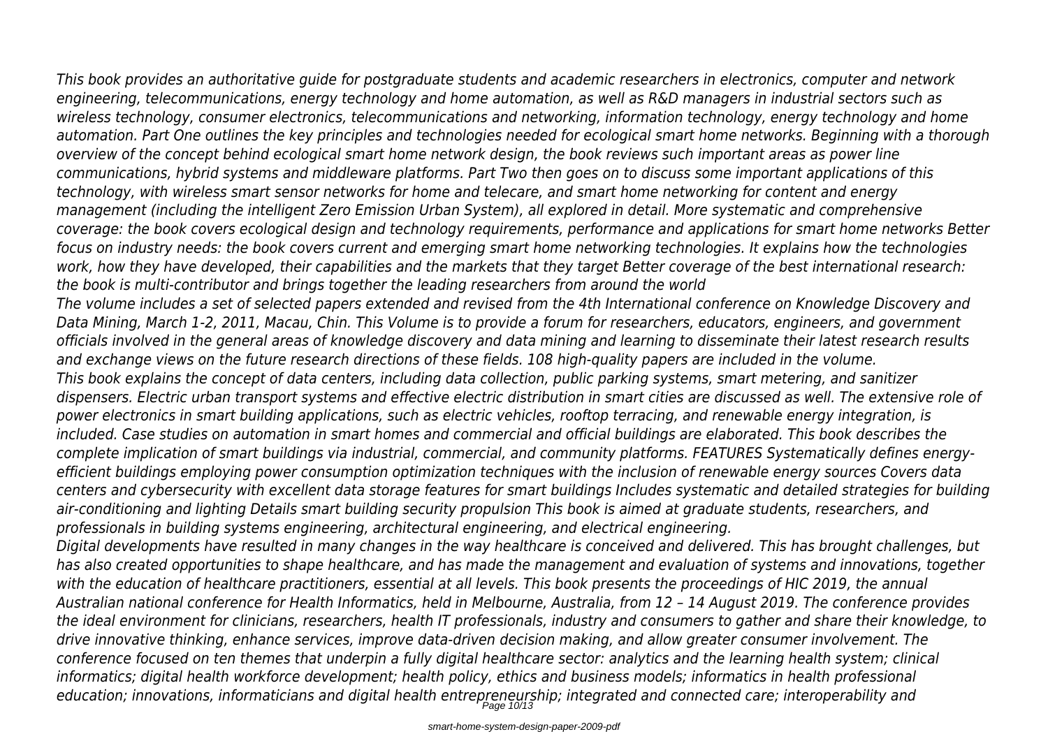*This book provides an authoritative guide for postgraduate students and academic researchers in electronics, computer and network engineering, telecommunications, energy technology and home automation, as well as R&D managers in industrial sectors such as wireless technology, consumer electronics, telecommunications and networking, information technology, energy technology and home automation. Part One outlines the key principles and technologies needed for ecological smart home networks. Beginning with a thorough overview of the concept behind ecological smart home network design, the book reviews such important areas as power line communications, hybrid systems and middleware platforms. Part Two then goes on to discuss some important applications of this technology, with wireless smart sensor networks for home and telecare, and smart home networking for content and energy management (including the intelligent Zero Emission Urban System), all explored in detail. More systematic and comprehensive coverage: the book covers ecological design and technology requirements, performance and applications for smart home networks Better focus on industry needs: the book covers current and emerging smart home networking technologies. It explains how the technologies work, how they have developed, their capabilities and the markets that they target Better coverage of the best international research: the book is multi-contributor and brings together the leading researchers from around the world*

*The volume includes a set of selected papers extended and revised from the 4th International conference on Knowledge Discovery and Data Mining, March 1-2, 2011, Macau, Chin. This Volume is to provide a forum for researchers, educators, engineers, and government officials involved in the general areas of knowledge discovery and data mining and learning to disseminate their latest research results and exchange views on the future research directions of these fields. 108 high-quality papers are included in the volume.*

*This book explains the concept of data centers, including data collection, public parking systems, smart metering, and sanitizer dispensers. Electric urban transport systems and effective electric distribution in smart cities are discussed as well. The extensive role of power electronics in smart building applications, such as electric vehicles, rooftop terracing, and renewable energy integration, is included. Case studies on automation in smart homes and commercial and official buildings are elaborated. This book describes the complete implication of smart buildings via industrial, commercial, and community platforms. FEATURES Systematically defines energy-efficient buildings employing power consumption optimization techniques with the inclusion of renewable energy sources Covers data centers and cybersecurity with excellent data storage features for smart buildings Includes systematic and detailed strategies for building air-conditioning and lighting Details smart building security propulsion This book is aimed at graduate students, researchers, and professionals in building systems engineering, architectural engineering, and electrical engineering.*

*Digital developments have resulted in many changes in the way healthcare is conceived and delivered. This has brought challenges, but has also created opportunities to shape healthcare, and has made the management and evaluation of systems and innovations, together with the education of healthcare practitioners, essential at all levels. This book presents the proceedings of HIC 2019, the annual Australian national conference for Health Informatics, held in Melbourne, Australia, from 12 – 14 August 2019. The conference provides the ideal environment for clinicians, researchers, health IT professionals, industry and consumers to gather and share their knowledge, to drive innovative thinking, enhance services, improve data-driven decision making, and allow greater consumer involvement. The conference focused on ten themes that underpin a fully digital healthcare sector: analytics and the learning health system; clinical informatics; digital health workforce development; health policy, ethics and business models; informatics in health professional education; innovations, informaticians and digital health entrepreneurship; integrated and connected care; interoperability and*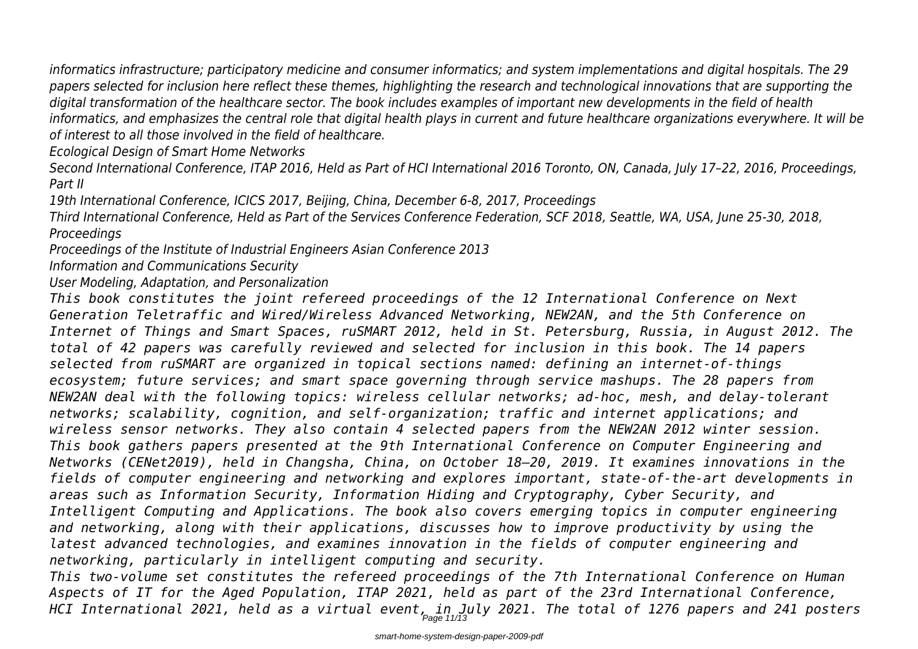*informatics infrastructure; participatory medicine and consumer informatics; and system implementations and digital hospitals. The 29 papers selected for inclusion here reflect these themes, highlighting the research and technological innovations that are supporting the digital transformation of the healthcare sector. The book includes examples of important new developments in the field of health informatics, and emphasizes the central role that digital health plays in current and future healthcare organizations everywhere. It will be of interest to all those involved in the field of healthcare.*

*Ecological Design of Smart Home Networks*

*Second International Conference, ITAP 2016, Held as Part of HCI International 2016 Toronto, ON, Canada, July 17–22, 2016, Proceedings, Part II*

*19th International Conference, ICICS 2017, Beijing, China, December 6-8, 2017, Proceedings*

*Third International Conference, Held as Part of the Services Conference Federation, SCF 2018, Seattle, WA, USA, June 25-30, 2018, Proceedings*

*Proceedings of the Institute of Industrial Engineers Asian Conference 2013*

*Information and Communications Security*

*User Modeling, Adaptation, and Personalization*

*This book constitutes the joint refereed proceedings of the 12 International Conference on Next Generation Teletraffic and Wired/Wireless Advanced Networking, NEW2AN, and the 5th Conference on Internet of Things and Smart Spaces, ruSMART 2012, held in St. Petersburg, Russia, in August 2012. The total of 42 papers was carefully reviewed and selected for inclusion in this book. The 14 papers selected from ruSMART are organized in topical sections named: defining an internet-of-things ecosystem; future services; and smart space governing through service mashups. The 28 papers from NEW2AN deal with the following topics: wireless cellular networks; ad-hoc, mesh, and delay-tolerant networks; scalability, cognition, and self-organization; traffic and internet applications; and wireless sensor networks. They also contain 4 selected papers from the NEW2AN 2012 winter session.*

*This book gathers papers presented at the 9th International Conference on Computer Engineering and Networks (CENet2019), held in Changsha, China, on October 18–20, 2019. It examines innovations in the fields of computer engineering and networking and explores important, state-of-the-art developments in areas such as Information Security, Information Hiding and Cryptography, Cyber Security, and Intelligent Computing and Applications. The book also covers emerging topics in computer engineering and networking, along with their applications, discusses how to improve productivity by using the latest advanced technologies, and examines innovation in the fields of computer engineering and networking, particularly in intelligent computing and security.*

*This two-volume set constitutes the refereed proceedings of the 7th International Conference on Human Aspects of IT for the Aged Population, ITAP 2021, held as part of the 23rd International Conference, HCI International 2021, held as a virtual event, in July 2021. The total of 1276 papers and 241 posters*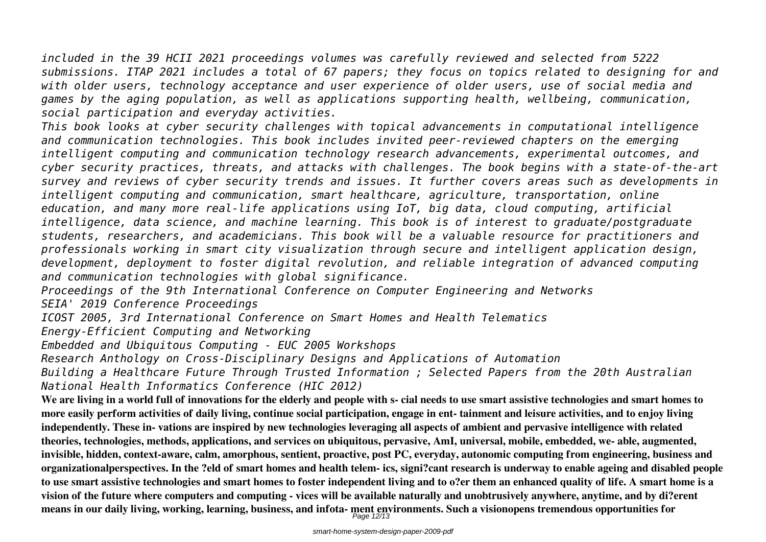*included in the 39 HCII 2021 proceedings volumes was carefully reviewed and selected from 5222 submissions. ITAP 2021 includes a total of 67 papers; they focus on topics related to designing for and with older users, technology acceptance and user experience of older users, use of social media and games by the aging population, as well as applications supporting health, wellbeing, communication, social participation and everyday activities.*

*This book looks at cyber security challenges with topical advancements in computational intelligence and communication technologies. This book includes invited peer-reviewed chapters on the emerging intelligent computing and communication technology research advancements, experimental outcomes, and cyber security practices, threats, and attacks with challenges. The book begins with a state-of-the-art survey and reviews of cyber security trends and issues. It further covers areas such as developments in intelligent computing and communication, smart healthcare, agriculture, transportation, online education, and many more real-life applications using IoT, big data, cloud computing, artificial intelligence, data science, and machine learning. This book is of interest to graduate/postgraduate students, researchers, and academicians. This book will be a valuable resource for practitioners and professionals working in smart city visualization through secure and intelligent application design, development, deployment to foster digital revolution, and reliable integration of advanced computing and communication technologies with global significance.*

*Proceedings of the 9th International Conference on Computer Engineering and Networks*

*SEIA' 2019 Conference Proceedings*

*ICOST 2005, 3rd International Conference on Smart Homes and Health Telematics*

*Energy-Efficient Computing and Networking*

*Embedded and Ubiquitous Computing - EUC 2005 Workshops*

*Research Anthology on Cross-Disciplinary Designs and Applications of Automation*

*Building a Healthcare Future Through Trusted Information ; Selected Papers from the 20th Australian National Health Informatics Conference (HIC 2012)*

**We are living in a world full of innovations for the elderly and people with s- cial needs to use smart assistive technologies and smart homes to more easily perform activities of daily living, continue social participation, engage in ent- tainment and leisure activities, and to enjoy living independently. These in- vations are inspired by new technologies leveraging all aspects of ambient and pervasive intelligence with related theories, technologies, methods, applications, and services on ubiquitous, pervasive, AmI, universal, mobile, embedded, we- able, augmented, invisible, hidden, context-aware, calm, amorphous, sentient, proactive, post PC, everyday, autonomic computing from engineering, business and organizationalperspectives. In the ?eld of smart homes and health telem- ics, signi?cant research is underway to enable ageing and disabled people to use smart assistive technologies and smart homes to foster independent living and to o?er them an enhanced quality of life. A smart home is a vision of the future where computers and computing - vices will be available naturally and unobtrusively anywhere, anytime, and by di?erent means in our daily living, working, learning, business, and infota- ment environments. Such a visionopens tremendous opportunities for**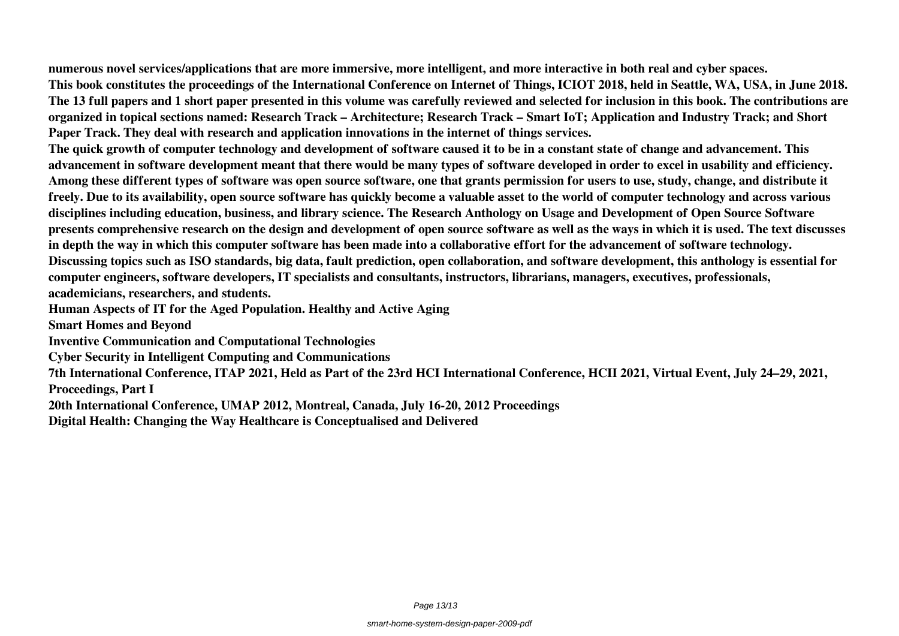**numerous novel services/applications that are more immersive, more intelligent, and more interactive in both real and cyber spaces.**

**This book constitutes the proceedings of the International Conference on Internet of Things, ICIOT 2018, held in Seattle, WA, USA, in June 2018. The 13 full papers and 1 short paper presented in this volume was carefully reviewed and selected for inclusion in this book. The contributions are organized in topical sections named: Research Track – Architecture; Research Track – Smart IoT; Application and Industry Track; and Short Paper Track. They deal with research and application innovations in the internet of things services.**

**The quick growth of computer technology and development of software caused it to be in a constant state of change and advancement. This advancement in software development meant that there would be many types of software developed in order to excel in usability and efficiency. Among these different types of software was open source software, one that grants permission for users to use, study, change, and distribute it freely. Due to its availability, open source software has quickly become a valuable asset to the world of computer technology and across various disciplines including education, business, and library science. The Research Anthology on Usage and Development of Open Source Software presents comprehensive research on the design and development of open source software as well as the ways in which it is used. The text discusses in depth the way in which this computer software has been made into a collaborative effort for the advancement of software technology. Discussing topics such as ISO standards, big data, fault prediction, open collaboration, and software development, this anthology is essential for computer engineers, software developers, IT specialists and consultants, instructors, librarians, managers, executives, professionals, academicians, researchers, and students.**

**Human Aspects of IT for the Aged Population. Healthy and Active Aging**

**Smart Homes and Beyond**

**Inventive Communication and Computational Technologies**

**Cyber Security in Intelligent Computing and Communications**

**7th International Conference, ITAP 2021, Held as Part of the 23rd HCI International Conference, HCII 2021, Virtual Event, July 24–29, 2021, Proceedings, Part I**

**20th International Conference, UMAP 2012, Montreal, Canada, July 16-20, 2012 Proceedings**

**Digital Health: Changing the Way Healthcare is Conceptualised and Delivered**